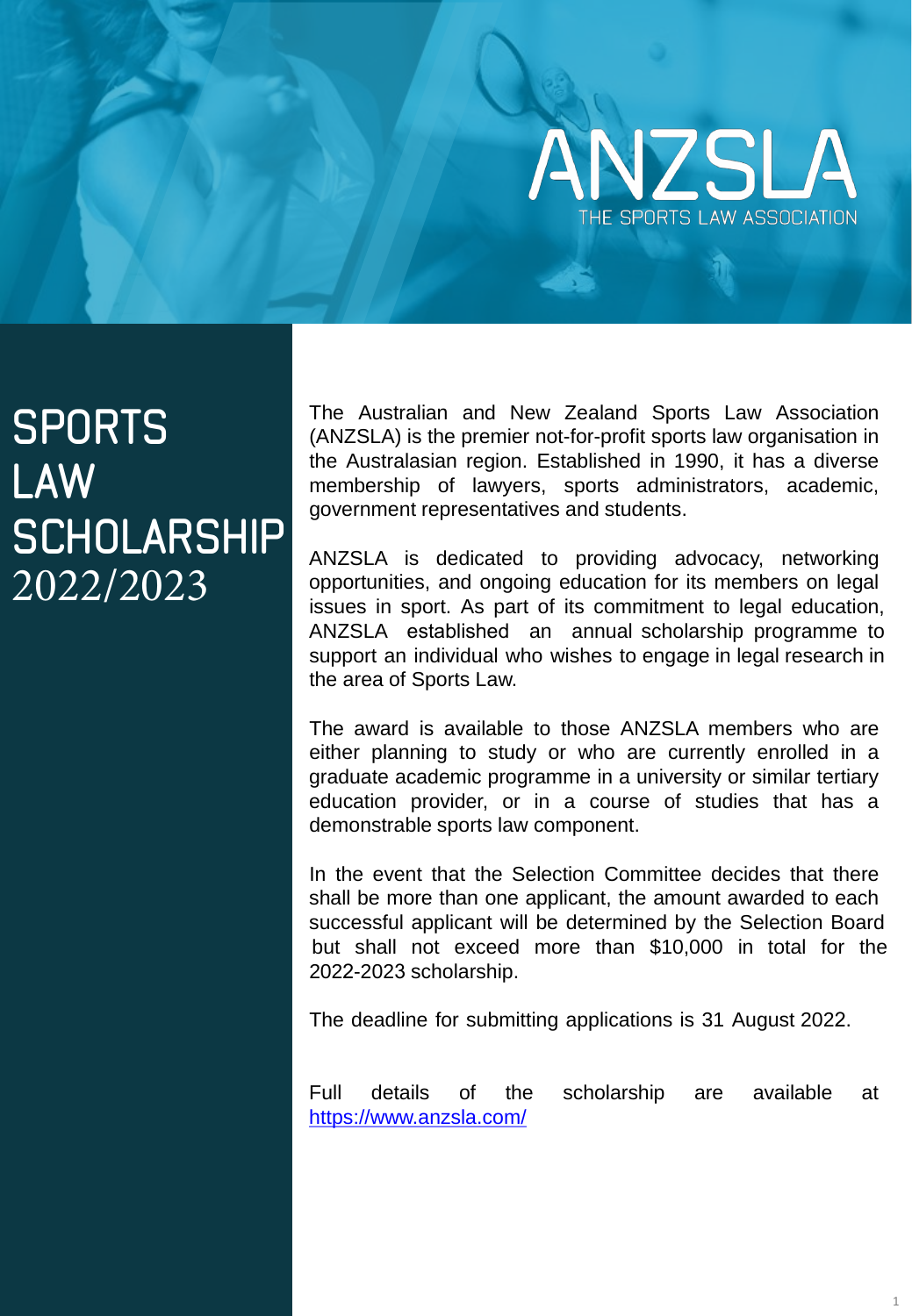ANZSLA

THE SPORTS LAW ASSOCIATION

# SPORTS LAW SCHOLARSHIP 2022/2023

The Australian and New Zealand Sports Law Association (ANZSLA) is the premier not-for-profit sports law organisation in the Australasian region. Established in 1990, it has a diverse membership of lawyers, sports administrators, academic, government representatives and students.

ANZSLA is dedicated to providing advocacy, networking opportunities, and ongoing education for its members on legal issues in sport. As part of its commitment to legal education, ANZSLA established an annual scholarship programme to support an individual who wishes to engage in legal research in the area of Sports Law.

The award is available to those ANZSLA members who are either planning to study or who are currently enrolled in a graduate academic programme in a university or similar tertiary education provider, or in a course of studies that has a demonstrable sports law component.

In the event that the Selection Committee decides that there shall be more than one applicant, the amount awarded to each successful applicant will be determined by the Selection Board but shall not exceed more than $10,000 in total for the 2022-2023 scholarship.

The deadline for submitting applications is 31 August 2022.

Full details of the scholarship are available at https://www.anzsla.com/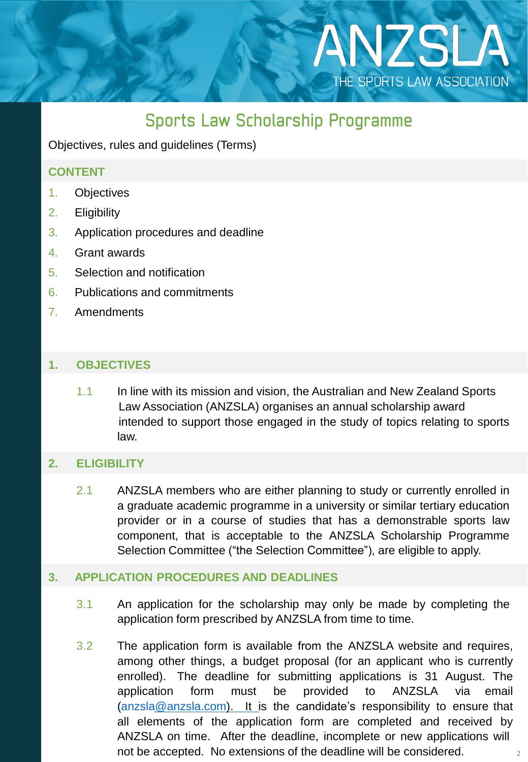ANZSLA

THE SPORTS LAW ASSOCIATION

# Sports Law Scholarship Programme

Objectives, rules and guidelines (Terms)

## CONTENT

1. Objectives
2. Eligibility
3. Application procedures and deadline
4. Grant awards
5. Selection and notification
6. Publications and commitments
7. Amendments

## 1. OBJECTIVES

1.1 In line with its mission and vision, the Australian and New Zealand Sports Law Association (ANZSLA) organises an annual scholarship award intended to support those engaged in the study of topics relating to sports law.

## 2. ELIGIBILITY

2.1 ANZSLA members who are either planning to study or currently enrolled in a graduate academic programme in a university or similar tertiary education provider or in a course of studies that has a demonstrable sports law component, that is acceptable to the ANZSLA Scholarship Programme Selection Committee ("the Selection Committee"), are eligible to apply.

## 3. APPLICATION PROCEDURES AND DEADLINES

3.1 An application for the scholarship may only be made by completing the application form prescribed by ANZSLA from time to time.

3.2 The application form is available from the ANZSLA website and requires, among other things, a budget proposal (for an applicant who is currently enrolled). The deadline for submitting applications is 31 August. The application form must be provided to ANZSLA via email (anzsla@anzsla.com). It is the candidate's responsibility to ensure that all elements of the application form are completed and received by ANZSLA on time. After the deadline, incomplete or new applications will not be accepted. No extensions of the deadline will be considered.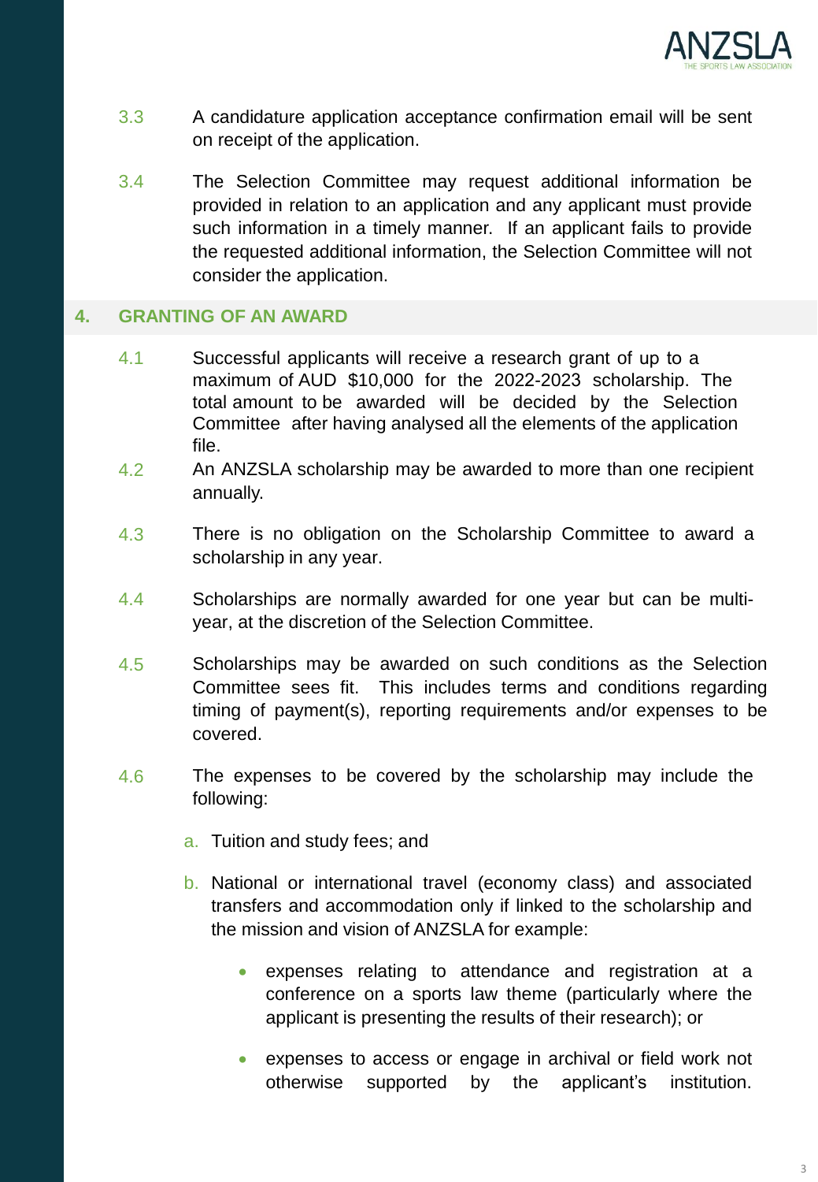3.3 A candidature application acceptance confirmation email will be sent on receipt of the application.

3.4 The Selection Committee may request additional information be provided in relation to an application and any applicant must provide such information in a timely manner. If an applicant fails to provide the requested additional information, the Selection Committee will not consider the application.

## 4. GRANTING OF AN AWARD

4.1 Successful applicants will receive a research grant of up to a maximum of AUD $10,000 for the 2022-2023 scholarship. The total amount to be awarded will be decided by the Selection Committee after having analysed all the elements of the application file.

4.2 An ANZSLA scholarship may be awarded to more than one recipient annually.

4.3 There is no obligation on the Scholarship Committee to award a scholarship in any year.

4.4 Scholarships are normally awarded for one year but can be multi-year, at the discretion of the Selection Committee.

4.5 Scholarships may be awarded on such conditions as the Selection Committee sees fit. This includes terms and conditions regarding timing of payment(s), reporting requirements and/or expenses to be covered.

4.6 The expenses to be covered by the scholarship may include the following:

a. Tuition and study fees; and

b. National or international travel (economy class) and associated transfers and accommodation only if linked to the scholarship and the mission and vision of ANZSLA for example:

- expenses relating to attendance and registration at a conference on a sports law theme (particularly where the applicant is presenting the results of their research); or
- expenses to access or engage in archival or field work not otherwise supported by the applicant's institution.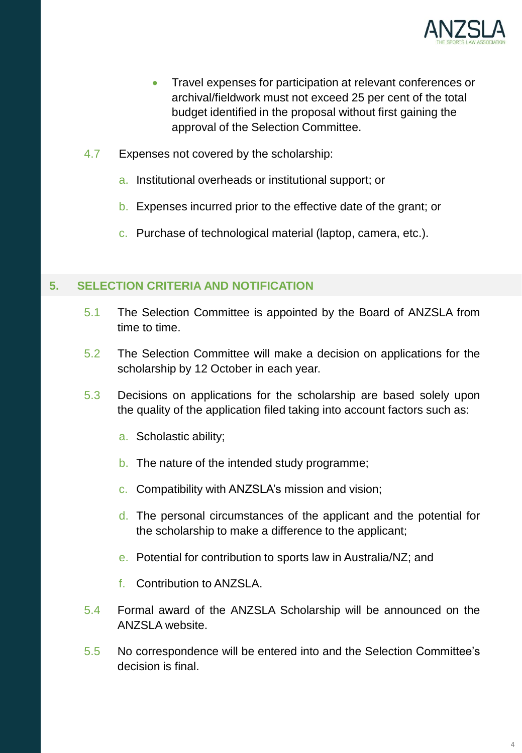- Travel expenses for participation at relevant conferences or archival/fieldwork must not exceed 25 per cent of the total budget identified in the proposal without first gaining the approval of the Selection Committee.

4.7 Expenses not covered by the scholarship:

a. Institutional overheads or institutional support; or

b. Expenses incurred prior to the effective date of the grant; or

c. Purchase of technological material (laptop, camera, etc.).

## 5. SELECTION CRITERIA AND NOTIFICATION

5.1 The Selection Committee is appointed by the Board of ANZSLA from time to time.

5.2 The Selection Committee will make a decision on applications for the scholarship by 12 October in each year.

5.3 Decisions on applications for the scholarship are based solely upon the quality of the application filed taking into account factors such as:

a. Scholastic ability;

b. The nature of the intended study programme;

c. Compatibility with ANZSLA's mission and vision;

d. The personal circumstances of the applicant and the potential for the scholarship to make a difference to the applicant;

e. Potential for contribution to sports law in Australia/NZ; and

f. Contribution to ANZSLA.

5.4 Formal award of the ANZSLA Scholarship will be announced on the ANZSLA website.

5.5 No correspondence will be entered into and the Selection Committee's decision is final.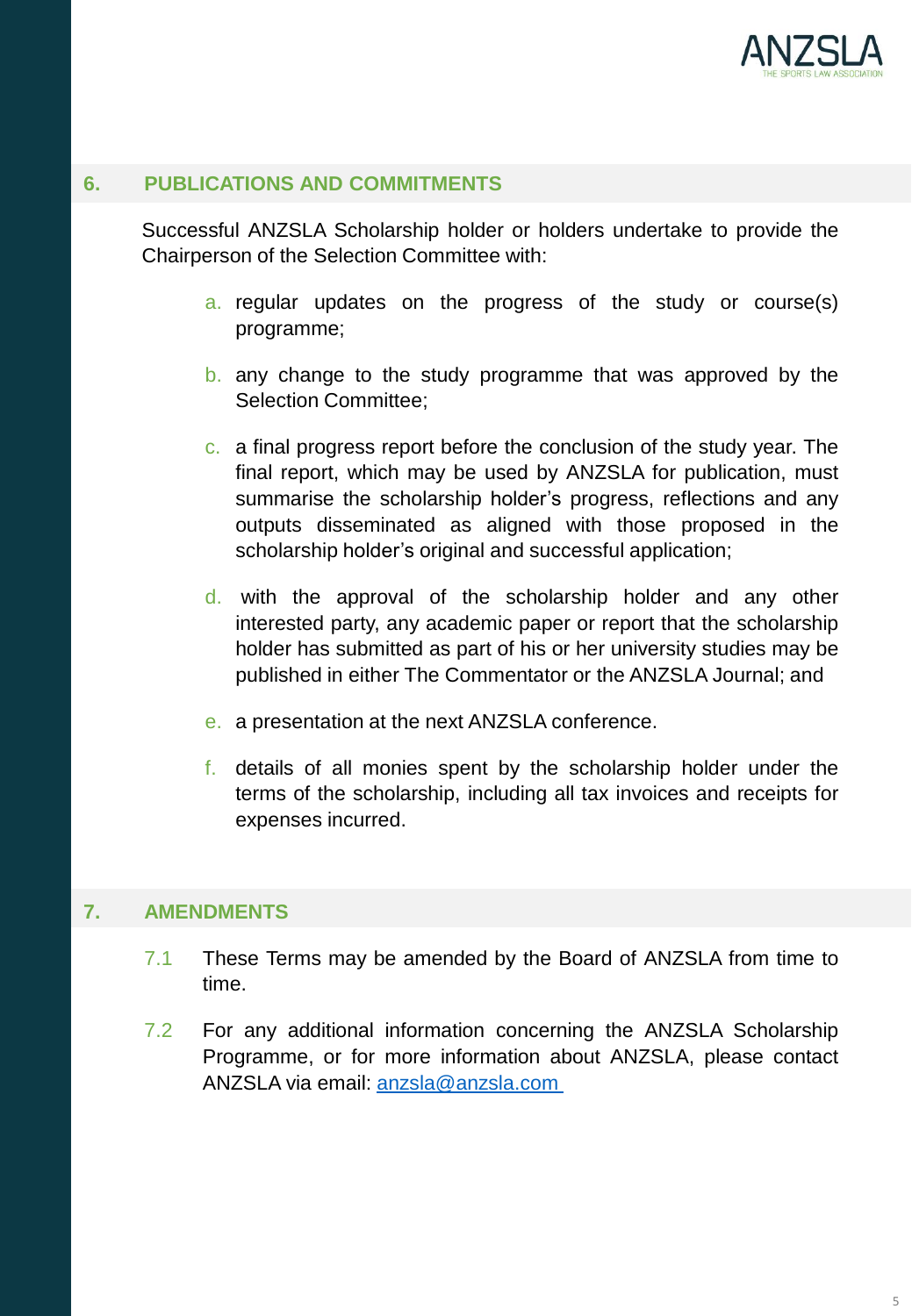## 6. PUBLICATIONS AND COMMITMENTS

Successful ANZSLA Scholarship holder or holders undertake to provide the Chairperson of the Selection Committee with:

a. regular updates on the progress of the study or course(s) programme;

b. any change to the study programme that was approved by the Selection Committee;

c. a final progress report before the conclusion of the study year. The final report, which may be used by ANZSLA for publication, must summarise the scholarship holder's progress, reflections and any outputs disseminated as aligned with those proposed in the scholarship holder's original and successful application;

d. with the approval of the scholarship holder and any other interested party, any academic paper or report that the scholarship holder has submitted as part of his or her university studies may be published in either The Commentator or the ANZSLA Journal; and

e. a presentation at the next ANZSLA conference.

f. details of all monies spent by the scholarship holder under the terms of the scholarship, including all tax invoices and receipts for expenses incurred.

## 7. AMENDMENTS

7.1 These Terms may be amended by the Board of ANZSLA from time to time.

7.2 For any additional information concerning the ANZSLA Scholarship Programme, or for more information about ANZSLA, please contact ANZSLA via email: [anzsla@anzsla.com](mailto:anzsla@anzsla.com)